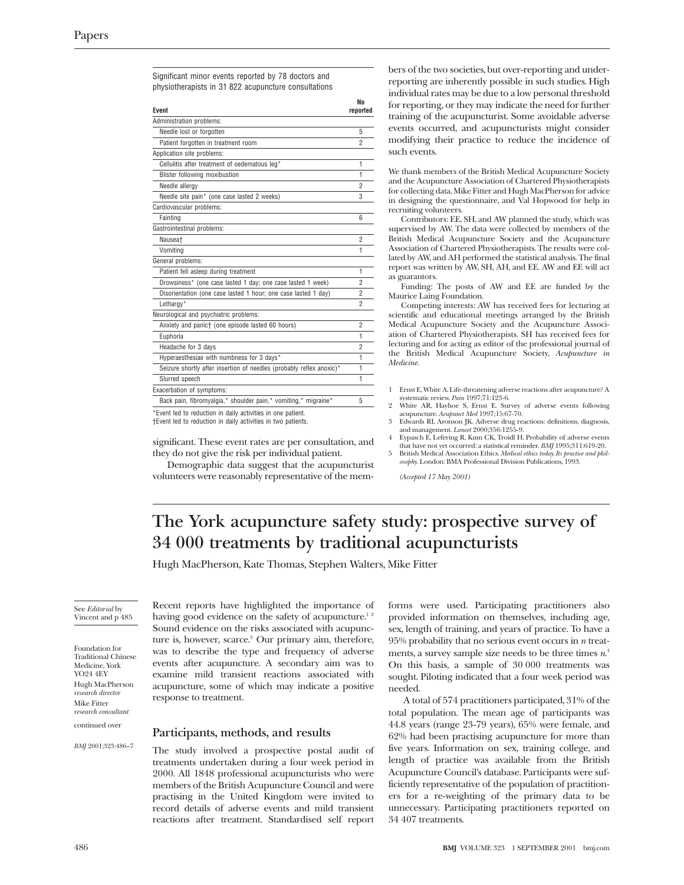Significant minor events reported by 78 doctors and physiotherapists in 31 822 acupuncture consultations

| Event | No reported |
|---|---|
| Administration problems: | |
| Needle lost or forgotten | 5 |
| Patient forgotten in treatment room | 2 |
| Application site problems: | |
| Cellulitis after treatment of oedematous leg* | 1 |
| Blister following moxibustion | 1 |
| Needle allergy | 2 |
| Needle site pain* (one case lasted 2 weeks) | 3 |
| Cardiovascular problems: | |
| Fainting | 6 |
| Gastrointestinal problems: | |
| Nausea† | 2 |
| Vomiting | 1 |
| General problems: | |
| Patient fell asleep during treatment | 1 |
| Drowsiness* (one case lasted 1 day; one case lasted 1 week) | 2 |
| Disorientation (one case lasted 1 hour; one case lasted 1 day) | 2 |
| Lethargy* | 2 |
| Neurological and psychiatric problems: | |
| Anxiety and panic† (one episode lasted 60 hours) | 2 |
| Euphoria | 1 |
| Headache for 3 days | 2 |
| Hyperaesthesiae with numbness for 3 days* | 1 |
| Seizure shortly after insertion of needles (probably reflex anoxic)* | 1 |
| Slurred speech | 1 |
| Exacerbation of symptoms: | |
| Back pain, fibromyalgia,* shoulder pain,* vomiting,* migraine* | 5 |

*Event led to reduction in daily activities in one patient.
†Event led to reduction in daily activities in two patients.

significant. These event rates are per consultation, and they do not give the risk per individual patient.

Demographic data suggest that the acupuncturist volunteers were reasonably representative of the members of the two societies, but over-reporting and under-reporting are inherently possible in such studies. High individual rates may be due to a low personal threshold for reporting, or they may indicate the need for further training of the acupuncturist. Some avoidable adverse events occurred, and acupuncturists might consider modifying their practice to reduce the incidence of such events.

We thank members of the British Medical Acupuncture Society and the Acupuncture Association of Chartered Physiotherapists for collecting data, Mike Fitter and Hugh MacPherson for advice in designing the questionnaire, and Val Hopwood for help in recruiting volunteers.

Contributors: EE, SH, and AW planned the study, which was supervised by AW. The data were collected by members of the British Medical Acupuncture Society and the Acupuncture Association of Chartered Physiotherapists. The results were collated by AW, and AH performed the statistical analysis. The final report was written by AW, SH, AH, and EE. AW and EE will act as guarantors.

Funding: The posts of AW and EE are funded by the Maurice Laing Foundation.

Competing interests: AW has received fees for lecturing at scientific and educational meetings arranged by the British Medical Acupuncture Society and the Acupuncture Association of Chartered Physiotherapists. SH has received fees for lecturing and for acting as editor of the professional journal of the British Medical Acupuncture Society, *Acupuncture in Medicine*.

1 Ernst E, White A. Life-threatening adverse reactions after acupuncture? A systematic review. *Pain* 1997;71:123-6.
2 White AR, Hayhoe S, Ernst E. Survey of adverse events following acupuncture. *Acupunct Med* 1997;15:67-70.
3 Edwards RI, Aronson JK. Adverse drug reactions: definitions, diagnosis, and management. *Lancet* 2000;356:1255-9.
4 Eypasch E, Lefering R, Kum CK, Troidl H. Probability of adverse events that have not yet occurred: a statistical reminder. *BMJ* 1995;311:619-20.
5 British Medical Association Ethics. *Medical ethics today. Its practice and philosophy.* London: BMA Professional Division Publications, 1993.

*(Accepted 17 May 2001)*

# The York acupuncture safety study: prospective survey of 34 000 treatments by traditional acupuncturists

Hugh MacPherson, Kate Thomas, Stephen Walters, Mike Fitter

See *Editorial* by Vincent and p 485

Foundation for Traditional Chinese Medicine, York YO24 4EY
Hugh MacPherson *research director*
Mike Fitter *research consultant*

continued over

*BMJ* 2001;323:486–7

Recent reports have highlighted the importance of having good evidence on the safety of acupuncture.[1,2] Sound evidence on the risks associated with acupuncture is, however, scarce.[3] Our primary aim, therefore, was to describe the type and frequency of adverse events after acupuncture. A secondary aim was to examine mild transient reactions associated with acupuncture, some of which may indicate a positive response to treatment.

## Participants, methods, and results

The study involved a prospective postal audit of treatments undertaken during a four week period in 2000. All 1848 professional acupuncturists who were members of the British Acupuncture Council and were practising in the United Kingdom were invited to record details of adverse events and mild transient reactions after treatment. Standardised self report forms were used. Participating practitioners also provided information on themselves, including age, sex, length of training, and years of practice. To have a 95% probability that no serious event occurs in $n$ treatments, a survey sample size needs to be three times $n$.[4] On this basis, a sample of 30 000 treatments was sought. Piloting indicated that a four week period was needed.

A total of 574 practitioners participated, 31% of the total population. The mean age of participants was 44.8 years (range 23-79 years), 65% were female, and 62% had been practising acupuncture for more than five years. Information on sex, training college, and length of practice was available from the British Acupuncture Council's database. Participants were sufficiently representative of the population of practitioners for a re-weighting of the primary data to be unnecessary. Participating practitioners reported on 34 407 treatments.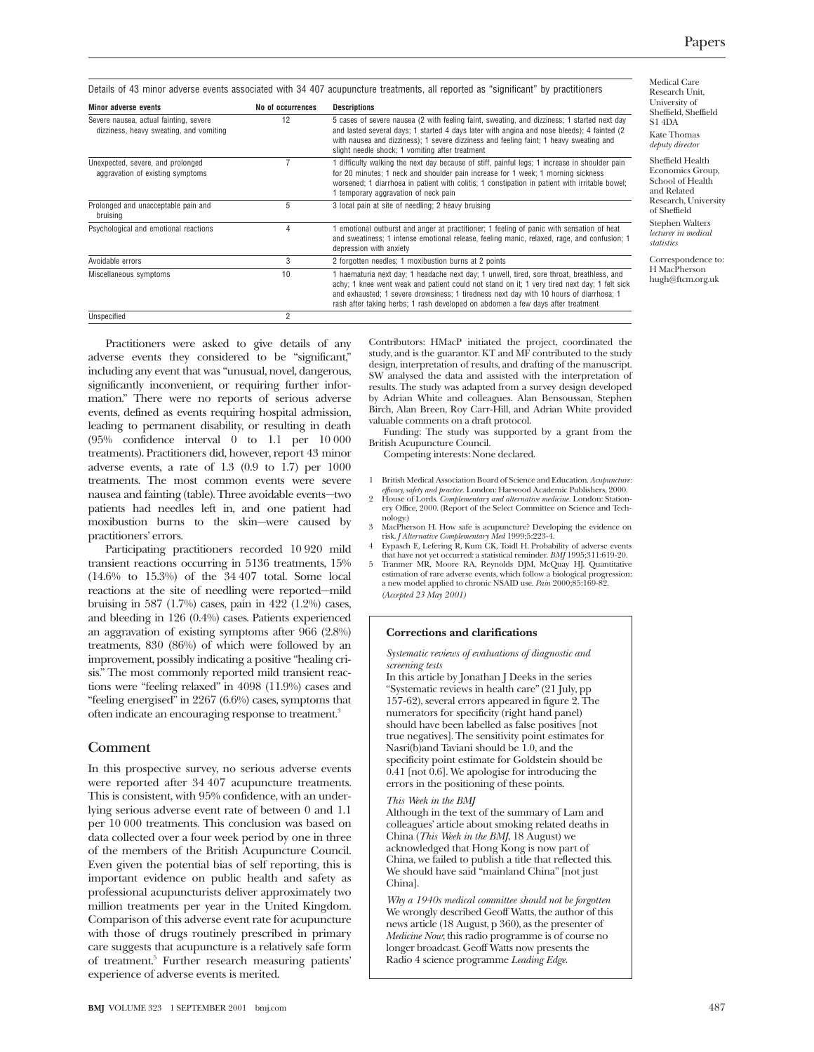Details of 43 minor adverse events associated with 34 407 acupuncture treatments, all reported as "significant" by practitioners

| Minor adverse events | No of occurrences | Descriptions |
|---|---|---|
| Severe nausea, actual fainting, severe dizziness, heavy sweating, and vomiting | 12 | 5 cases of severe nausea (2 with feeling faint, sweating, and dizziness; 1 started next day and lasted several days; 1 started 4 days later with angina and nose bleeds); 4 fainted (2 with nausea and dizziness); 1 severe dizziness and feeling faint; 1 heavy sweating and slight needle shock; 1 vomiting after treatment |
| Unexpected, severe, and prolonged aggravation of existing symptoms | 7 | 1 difficulty walking the next day because of stiff, painful legs; 1 increase in shoulder pain for 20 minutes; 1 neck and shoulder pain increase for 1 week; 1 morning sickness worsened; 1 diarrhoea in patient with colitis; 1 constipation in patient with irritable bowel; 1 temporary aggravation of neck pain |
| Prolonged and unacceptable pain and bruising | 5 | 3 local pain at site of needling; 2 heavy bruising |
| Psychological and emotional reactions | 4 | 1 emotional outburst and anger at practitioner; 1 feeling of panic with sensation of heat and sweatiness; 1 intense emotional release, feeling manic, relaxed, rage, and confusion; 1 depression with anxiety |
| Avoidable errors | 3 | 2 forgotten needles; 1 moxibustion burns at 2 points |
| Miscellaneous symptoms | 10 | 1 haematuria next day; 1 headache next day; 1 unwell, tired, sore throat, breathless, and achy; 1 knee went weak and patient could not stand on it; 1 very tired next day; 1 felt sick and exhausted; 1 severe drowsiness; 1 tiredness next day with 10 hours of diarrhoea; 1 rash after taking herbs; 1 rash developed on abdomen a few days after treatment |
| Unspecified | 2 | |

Practitioners were asked to give details of any adverse events they considered to be "significant," including any event that was "unusual, novel, dangerous, significantly inconvenient, or requiring further information." There were no reports of serious adverse events, defined as events requiring hospital admission, leading to permanent disability, or resulting in death (95% confidence interval 0 to 1.1 per 10 000 treatments). Practitioners did, however, report 43 minor adverse events, a rate of 1.3 (0.9 to 1.7) per 1000 treatments. The most common events were severe nausea and fainting (table). Three avoidable events—two patients had needles left in, and one patient had moxibustion burns to the skin—were caused by practitioners' errors.

Participating practitioners recorded 10 920 mild transient reactions occurring in 5136 treatments, 15% (14.6% to 15.3%) of the 34 407 total. Some local reactions at the site of needling were reported—mild bruising in 587 (1.7%) cases, pain in 422 (1.2%) cases, and bleeding in 126 (0.4%) cases. Patients experienced an aggravation of existing symptoms after 966 (2.8%) treatments, 830 (86%) of which were followed by an improvement, possibly indicating a positive "healing crisis." The most commonly reported mild transient reactions were "feeling relaxed" in 4098 (11.9%) cases and "feeling energised" in 2267 (6.6%) cases, symptoms that often indicate an encouraging response to treatment.[3]

## Comment

In this prospective survey, no serious adverse events were reported after 34 407 acupuncture treatments. This is consistent, with 95% confidence, with an underlying serious adverse event rate of between 0 and 1.1 per 10 000 treatments. This conclusion was based on data collected over a four week period by one in three of the members of the British Acupuncture Council. Even given the potential bias of self reporting, this is important evidence on public health and safety as professional acupuncturists deliver approximately two million treatments per year in the United Kingdom. Comparison of this adverse event rate for acupuncture with those of drugs routinely prescribed in primary care suggests that acupuncture is a relatively safe form of treatment.[5] Further research measuring patients' experience of adverse events is merited.

Contributors: HMacP initiated the project, coordinated the study, and is the guarantor. KT and MF contributed to the study design, interpretation of results, and drafting of the manuscript. SW analysed the data and assisted with the interpretation of results. The study was adapted from a survey design developed by Adrian White and colleagues. Alan Bensoussan, Stephen Birch, Alan Breen, Roy Carr-Hill, and Adrian White provided valuable comments on a draft protocol.

Funding: The study was supported by a grant from the British Acupuncture Council.

Competing interests: None declared.

1. British Medical Association Board of Science and Education. *Acupuncture: efficacy, safety and practice.* London: Harwood Academic Publishers, 2000.
2. House of Lords. *Complementary and alternative medicine.* London: Stationery Office, 2000. (Report of the Select Committee on Science and Technology.)
3. MacPherson H. How safe is acupuncture? Developing the evidence on risk. *J Alternative Complementary Med* 1999;5:223-4.
4. Eypasch E, Lefering R, Kum CK, Toidl H. Probability of adverse events that have not yet occurred: a statistical reminder. *BMJ* 1995;311:619-20.
5. Tranmer MR, Moore RA, Reynolds DJM, McQuay HJ. Quantitative estimation of rare adverse events, which follow a biological progression: a new model applied to chronic NSAID use. *Pain* 2000;85:169-82.

*(Accepted 23 May 2001)*

Medical Care Research Unit, University of Sheffield, Sheffield S1 4DA
Kate Thomas *deputy director*

Sheffield Health Economics Group, School of Health and Related Research, University of Sheffield
Stephen Walters *lecturer in medical statistics*

Correspondence to: H MacPherson hugh@ftcm.org.uk

### Corrections and clarifications

*Systematic reviews of evaluations of diagnostic and screening tests*
In this article by Jonathan J Deeks in the series "Systematic reviews in health care" (21 July, pp 157-62), several errors appeared in figure 2. The numerators for specificity (right hand panel) should have been labelled as false positives [not true negatives]. The sensitivity point estimates for Nasri(b)and Taviani should be 1.0, and the specificity point estimate for Goldstein should be 0.41 [not 0.6]. We apologise for introducing the errors in the positioning of these points.

*This Week in the BMJ*
Although in the text of the summary of Lam and colleagues' article about smoking related deaths in China (*This Week in the BMJ*, 18 August) we acknowledged that Hong Kong is now part of China, we failed to publish a title that reflected this. We should have said "mainland China" [not just China].

*Why a 1940s medical committee should not be forgotten*
We wrongly described Geoff Watts, the author of this news article (18 August, p 360), as the presenter of *Medicine Now*; this radio programme is of course no longer broadcast. Geoff Watts now presents the Radio 4 science programme *Leading Edge*.